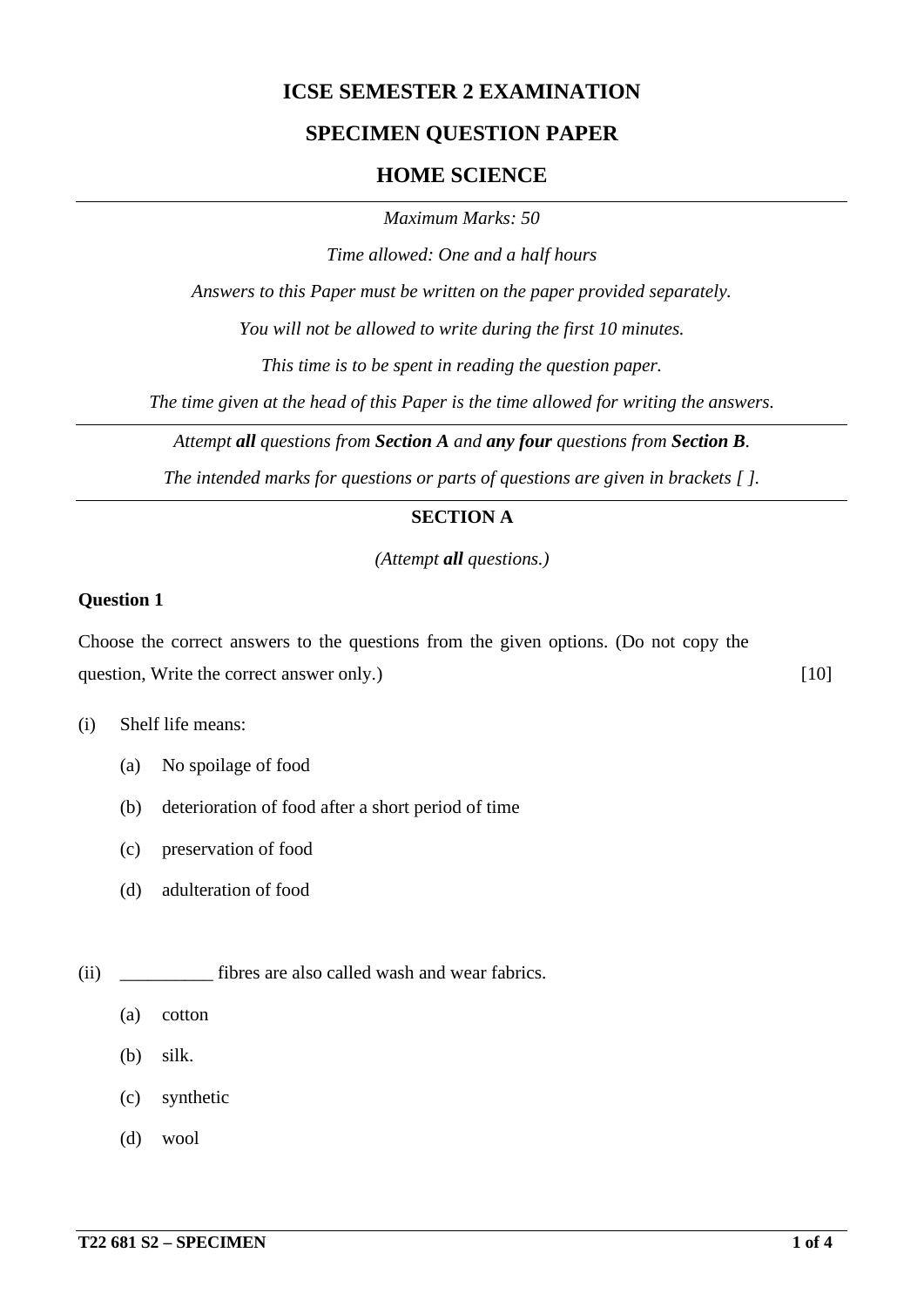# ICSE SEMESTER 2 EXAMINATION

## SPECIMEN QUESTION PAPER

## HOME SCIENCE

*Maximum Marks: 50*

*Time allowed: One and a half hours*

*Answers to this Paper must be written on the paper provided separately.*

*You will not be allowed to write during the first 10 minutes.*

*This time is to be spent in reading the question paper.*

*The time given at the head of this Paper is the time allowed for writing the answers.*

---

*Attempt **all** questions from **Section A** and **any four** questions from **Section B**.*

*The intended marks for questions or parts of questions are given in brackets [ ].*

---

### SECTION A

*(Attempt **all** questions.)*

**Question 1**

Choose the correct answers to the questions from the given options. (Do not copy the question, Write the correct answer only.) [10]

(i) Shelf life means:

- (a) No spoilage of food
- (b) deterioration of food after a short period of time
- (c) preservation of food
- (d) adulteration of food

(ii) __________ fibres are also called wash and wear fabrics.

- (a) cotton
- (b) silk.
- (c) synthetic
- (d) wool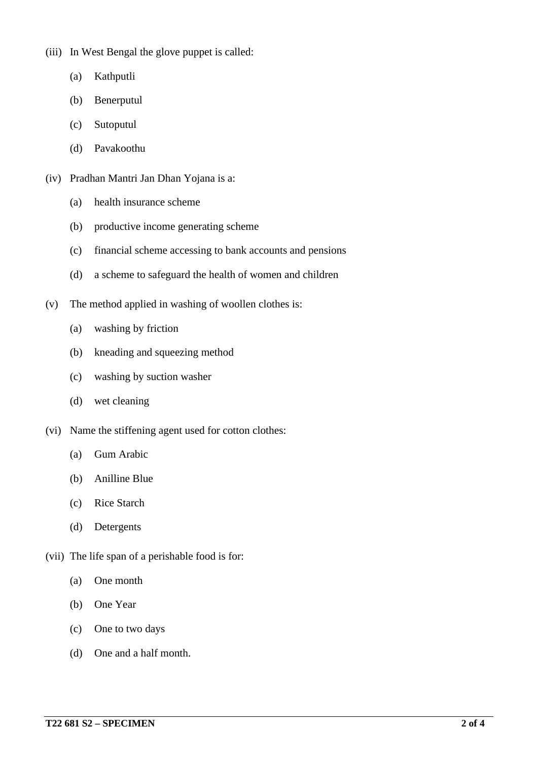(iii) In West Bengal the glove puppet is called:

  (a) Kathputli

  (b) Benerputul

  (c) Sutoputul

  (d) Pavakoothu

(iv) Pradhan Mantri Jan Dhan Yojana is a:

  (a) health insurance scheme

  (b) productive income generating scheme

  (c) financial scheme accessing to bank accounts and pensions

  (d) a scheme to safeguard the health of women and children

(v) The method applied in washing of woollen clothes is:

  (a) washing by friction

  (b) kneading and squeezing method

  (c) washing by suction washer

  (d) wet cleaning

(vi) Name the stiffening agent used for cotton clothes:

  (a) Gum Arabic

  (b) Anilline Blue

  (c) Rice Starch

  (d) Detergents

(vii) The life span of a perishable food is for:

  (a) One month

  (b) One Year

  (c) One to two days

  (d) One and a half month.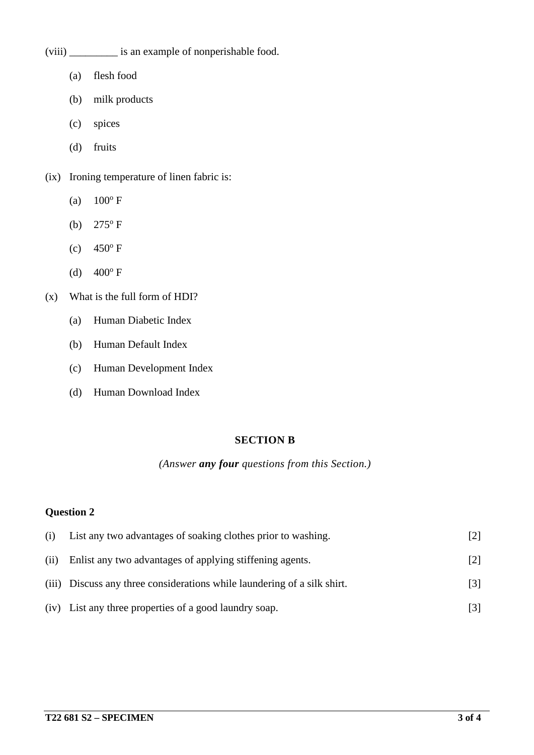(viii) _________ is an example of nonperishable food.

(a) flesh food

(b) milk products

(c) spices

(d) fruits

(ix) Ironing temperature of linen fabric is:

(a) $100^o$ F

(b) $275^o$ F

(c) $450^o$ F

(d) $400^o$ F

(x) What is the full form of HDI?

(a) Human Diabetic Index

(b) Human Default Index

(c) Human Development Index

(d) Human Download Index

## SECTION B

*(Answer **any four** questions from this Section.)*

**Question 2**

(i) List any two advantages of soaking clothes prior to washing. [2]

(ii) Enlist any two advantages of applying stiffening agents. [2]

(iii) Discuss any three considerations while laundering of a silk shirt. [3]

(iv) List any three properties of a good laundry soap. [3]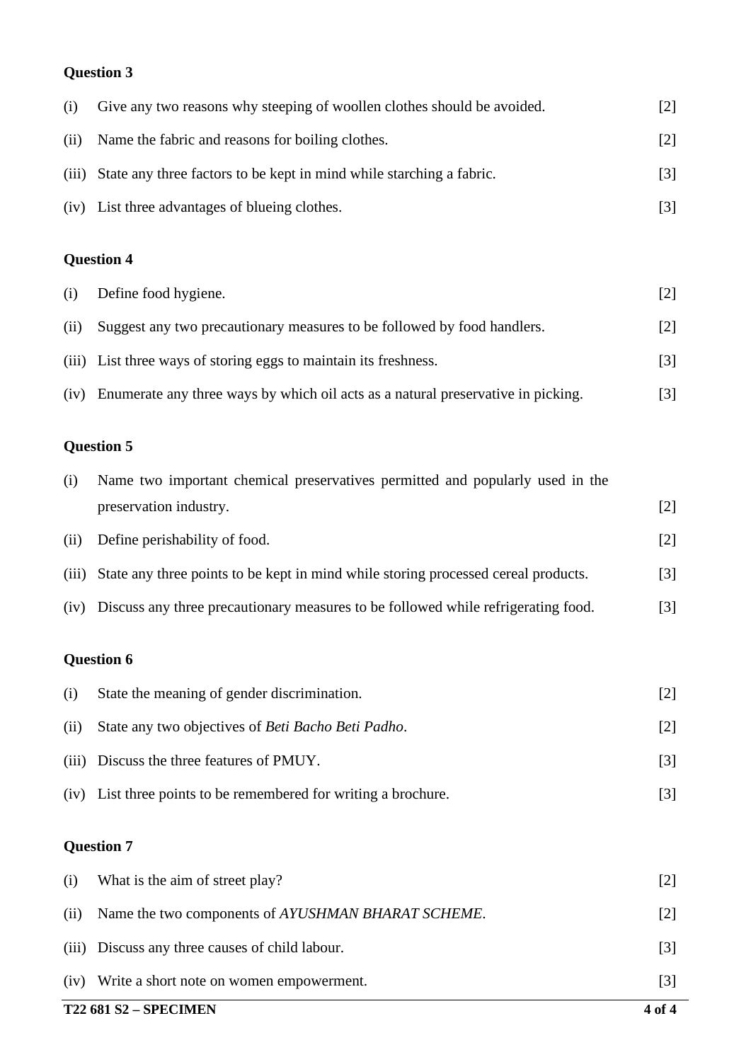**Question 3**

(i) Give any two reasons why steeping of woollen clothes should be avoided. [2]

(ii) Name the fabric and reasons for boiling clothes. [2]

(iii) State any three factors to be kept in mind while starching a fabric. [3]

(iv) List three advantages of blueing clothes. [3]

**Question 4**

(i) Define food hygiene. [2]

(ii) Suggest any two precautionary measures to be followed by food handlers. [2]

(iii) List three ways of storing eggs to maintain its freshness. [3]

(iv) Enumerate any three ways by which oil acts as a natural preservative in picking. [3]

**Question 5**

(i) Name two important chemical preservatives permitted and popularly used in the preservation industry. [2]

(ii) Define perishability of food. [2]

(iii) State any three points to be kept in mind while storing processed cereal products. [3]

(iv) Discuss any three precautionary measures to be followed while refrigerating food. [3]

**Question 6**

(i) State the meaning of gender discrimination. [2]

(ii) State any two objectives of *Beti Bacho Beti Padho*. [2]

(iii) Discuss the three features of PMUY. [3]

(iv) List three points to be remembered for writing a brochure. [3]

**Question 7**

(i) What is the aim of street play? [2]

(ii) Name the two components of *AYUSHMAN BHARAT SCHEME*. [2]

(iii) Discuss any three causes of child labour. [3]

(iv) Write a short note on women empowerment. [3]

**T22 681 S2 – SPECIMEN**